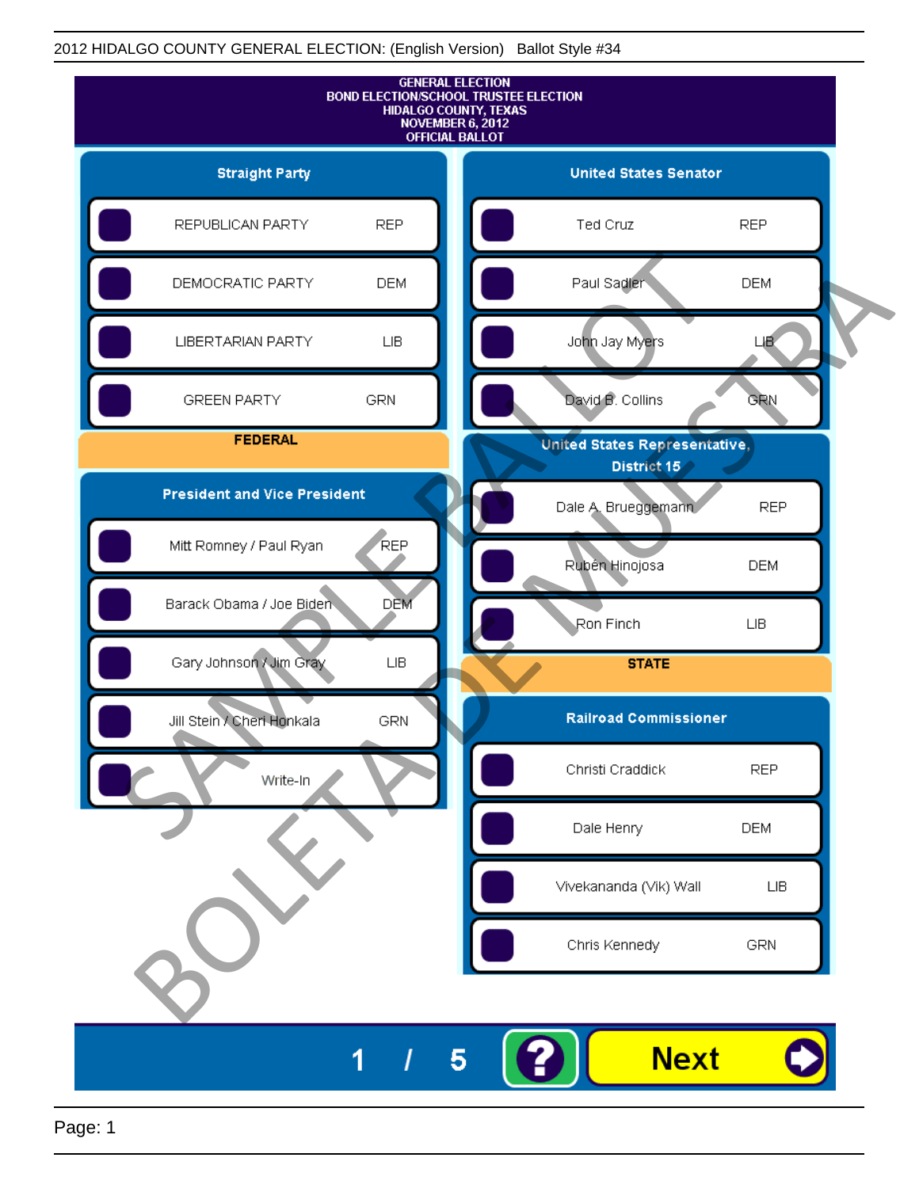2012 HIDALGO COUNTY GENERAL ELECTION: (English Version) Ballot Style #34

# GENERAL ELECTION
## BOND ELECTION/SCHOOL TRUSTEE ELECTION
## HIDALGO COUNTY, TEXAS
## NOVEMBER 6, 2012
## OFFICIAL BALLOT

### Straight Party

| Party | |
|---|---|
| REPUBLICAN PARTY | REP |
| DEMOCRATIC PARTY | DEM |
| LIBERTARIAN PARTY | LIB |
| GREEN PARTY | GRN |

## FEDERAL

### President and Vice President

| Candidate | Party |
|---|---|
| Mitt Romney / Paul Ryan | REP |
| Barack Obama / Joe Biden | DEM |
| Gary Johnson / Jim Gray | LIB |
| Jill Stein / Cheri Honkala | GRN |
| Write-In | |

### United States Senator

| Candidate | Party |
|---|---|
| Ted Cruz | REP |
| Paul Sadler | DEM |
| John Jay Myers | LIB |
| David B. Collins | GRN |

### United States Representative, District 15

| Candidate | Party |
|---|---|
| Dale A. Brueggemann | REP |
| Rubén Hinojosa | DEM |
| Ron Finch | LIB |

## STATE

### Railroad Commissioner

| Candidate | Party |
|---|---|
| Christi Craddick | REP |
| Dale Henry | DEM |
| Vivekananda (Vik) Wall | LIB |
| Chris Kennedy | GRN |

SAMPLE BALLOT
BOLETA DE MUESTRA

1 / 5

Next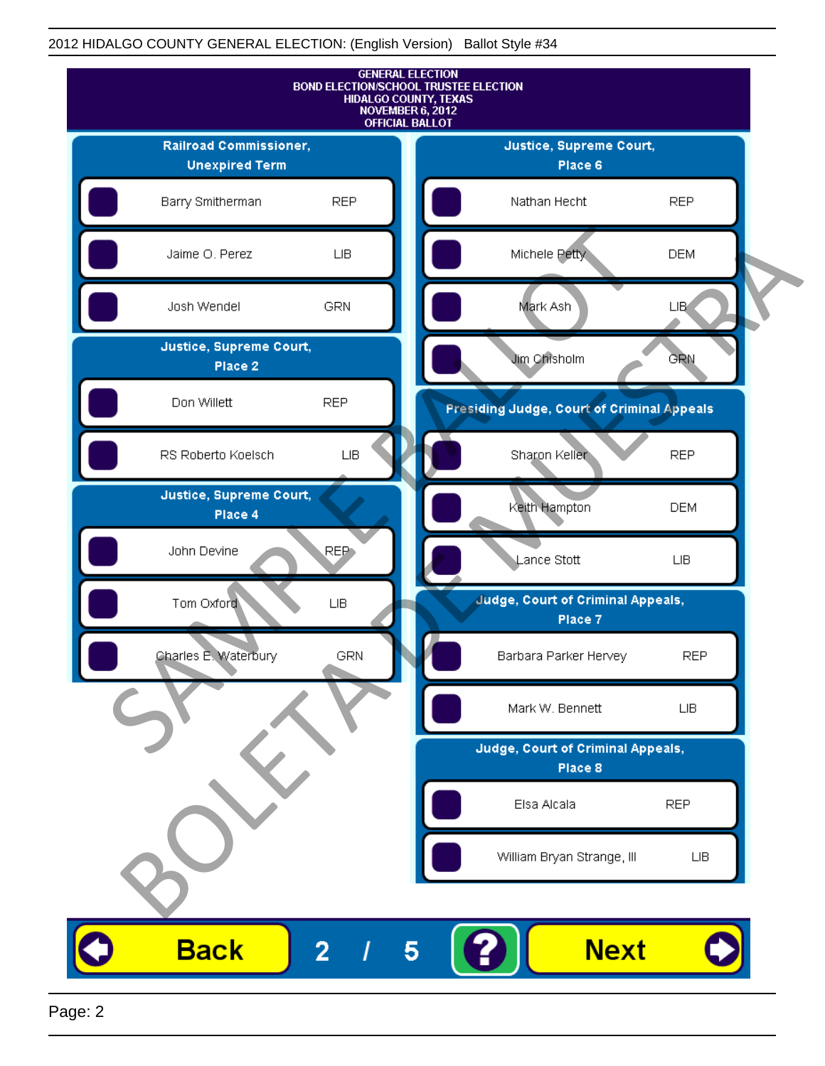2012 HIDALGO COUNTY GENERAL ELECTION: (English Version) Ballot Style #34

GENERAL ELECTION
BOND ELECTION/SCHOOL TRUSTEE ELECTION
HIDALGO COUNTY, TEXAS
NOVEMBER 6, 2012
OFFICIAL BALLOT

## Railroad Commissioner, Unexpired Term

| Candidate | Party |
|---|---|
| Barry Smitherman | REP |
| Jaime O. Perez | LIB |
| Josh Wendel | GRN |

## Justice, Supreme Court, Place 2

| Candidate | Party |
|---|---|
| Don Willett | REP |
| RS Roberto Koelsch | LIB |

## Justice, Supreme Court, Place 4

| Candidate | Party |
|---|---|
| John Devine | REP |
| Tom Oxford | LIB |
| Charles E. Waterbury | GRN |

## Justice, Supreme Court, Place 6

| Candidate | Party |
|---|---|
| Nathan Hecht | REP |
| Michele Petty | DEM |
| Mark Ash | LIB |
| Jim Chisholm | GRN |

## Presiding Judge, Court of Criminal Appeals

| Candidate | Party |
|---|---|
| Sharon Keller | REP |
| Keith Hampton | DEM |
| Lance Stott | LIB |

## Judge, Court of Criminal Appeals, Place 7

| Candidate | Party |
|---|---|
| Barbara Parker Hervey | REP |
| Mark W. Bennett | LIB |

## Judge, Court of Criminal Appeals, Place 8

| Candidate | Party |
|---|---|
| Elsa Alcala | REP |
| William Bryan Strange, III | LIB |

SAMPLE BALLOT
BOLETA DE MUESTRA

Back 2 / 5 ? Next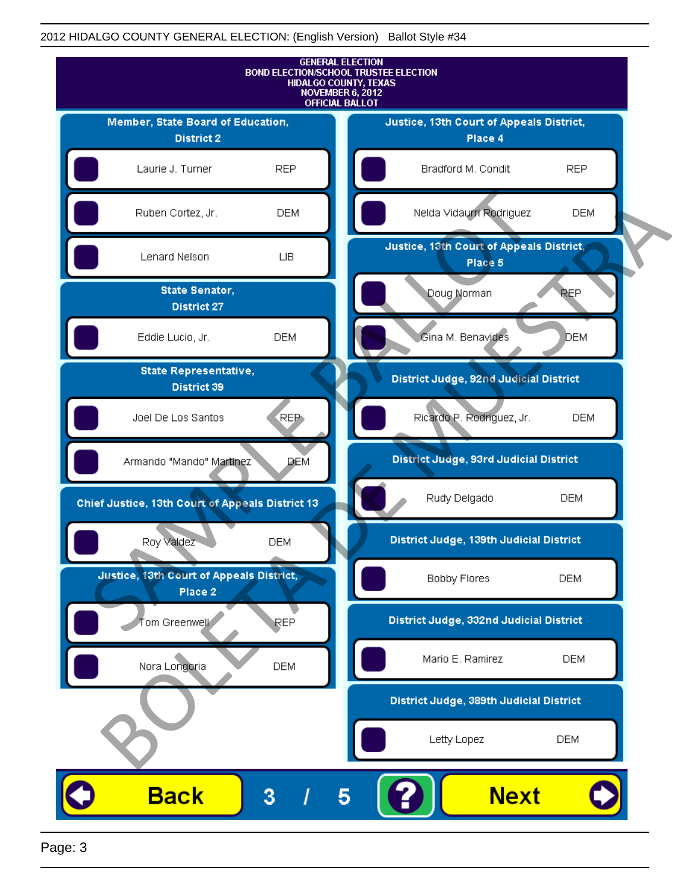2012 HIDALGO COUNTY GENERAL ELECTION: (English Version) Ballot Style #34

**GENERAL ELECTION**
**BOND ELECTION/SCHOOL TRUSTEE ELECTION**
**HIDALGO COUNTY, TEXAS**
**NOVEMBER 6, 2012**
**OFFICIAL BALLOT**

### Member, State Board of Education, District 2

| Candidate | Party |
|---|---|
| Laurie J. Turner | REP |
| Ruben Cortez, Jr. | DEM |
| Lenard Nelson | LIB |

### State Senator, District 27

| Candidate | Party |
|---|---|
| Eddie Lucio, Jr. | DEM |

### State Representative, District 39

| Candidate | Party |
|---|---|
| Joel De Los Santos | REP |
| Armando "Mando" Martinez | DEM |

### Chief Justice, 13th Court of Appeals District 13

| Candidate | Party |
|---|---|
| Roy Valdez | DEM |

### Justice, 13th Court of Appeals District, Place 2

| Candidate | Party |
|---|---|
| Tom Greenwell | REP |
| Nora Longoria | DEM |

### Justice, 13th Court of Appeals District, Place 4

| Candidate | Party |
|---|---|
| Bradford M. Condit | REP |
| Nelda Vidaurri Rodriguez | DEM |

### Justice, 13th Court of Appeals District, Place 5

| Candidate | Party |
|---|---|
| Doug Norman | REP |
| Gina M. Benavides | DEM |

### District Judge, 92nd Judicial District

| Candidate | Party |
|---|---|
| Ricardo P. Rodriguez, Jr. | DEM |

### District Judge, 93rd Judicial District

| Candidate | Party |
|---|---|
| Rudy Delgado | DEM |

### District Judge, 139th Judicial District

| Candidate | Party |
|---|---|
| Bobby Flores | DEM |

### District Judge, 332nd Judicial District

| Candidate | Party |
|---|---|
| Mario E. Ramirez | DEM |

### District Judge, 389th Judicial District

| Candidate | Party |
|---|---|
| Letty Lopez | DEM |

SAMPLE BALLOT — BOLETA DE MUESTRA

Back 3 / 5 ? Next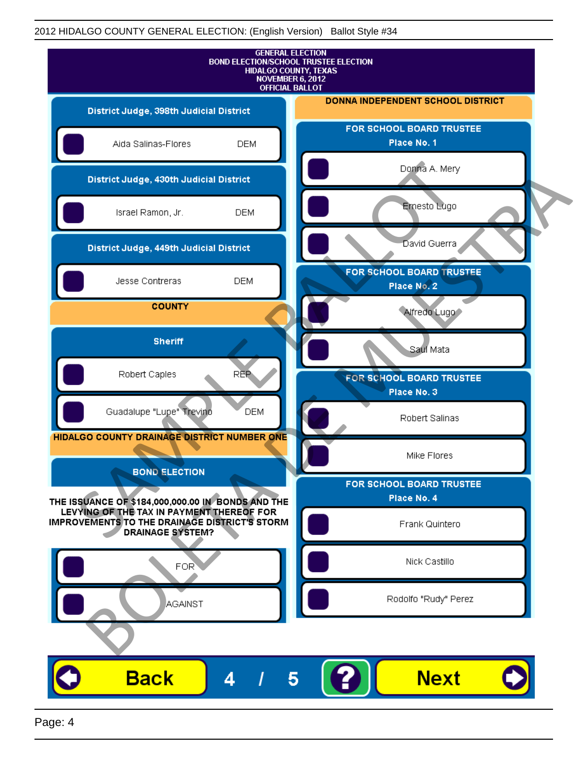GENERAL ELECTION
BOND ELECTION/SCHOOL TRUSTEE ELECTION
HIDALGO COUNTY, TEXAS
NOVEMBER 6, 2012
OFFICIAL BALLOT

## District Judge, 398th Judicial District

- Aida Salinas-Flores DEM

## District Judge, 430th Judicial District

- Israel Ramon, Jr. DEM

## District Judge, 449th Judicial District

- Jesse Contreras DEM

# COUNTY

## Sheriff

- Robert Caples REP
- Guadalupe "Lupe" Trevino DEM

# HIDALGO COUNTY DRAINAGE DISTRICT NUMBER ONE

## BOND ELECTION

**THE ISSUANCE OF $184,000,000.00 IN BONDS AND THE LEVYING OF THE TAX IN PAYMENT THEREOF FOR IMPROVEMENTS TO THE DRAINAGE DISTRICT'S STORM DRAINAGE SYSTEM?**

- FOR
- AGAINST

# DONNA INDEPENDENT SCHOOL DISTRICT

## FOR SCHOOL BOARD TRUSTEE Place No. 1

- Donna A. Mery
- Ernesto Lugo
- David Guerra

## FOR SCHOOL BOARD TRUSTEE Place No. 2

- Alfredo Lugo
- Saul Mata

## FOR SCHOOL BOARD TRUSTEE Place No. 3

- Robert Salinas
- Mike Flores

## FOR SCHOOL BOARD TRUSTEE Place No. 4

- Frank Quintero
- Nick Castillo
- Rodolfo "Rudy" Perez

SAMPLE BALLOT — BOLETA DE MUESTRA

Back 4 / 5 ? Next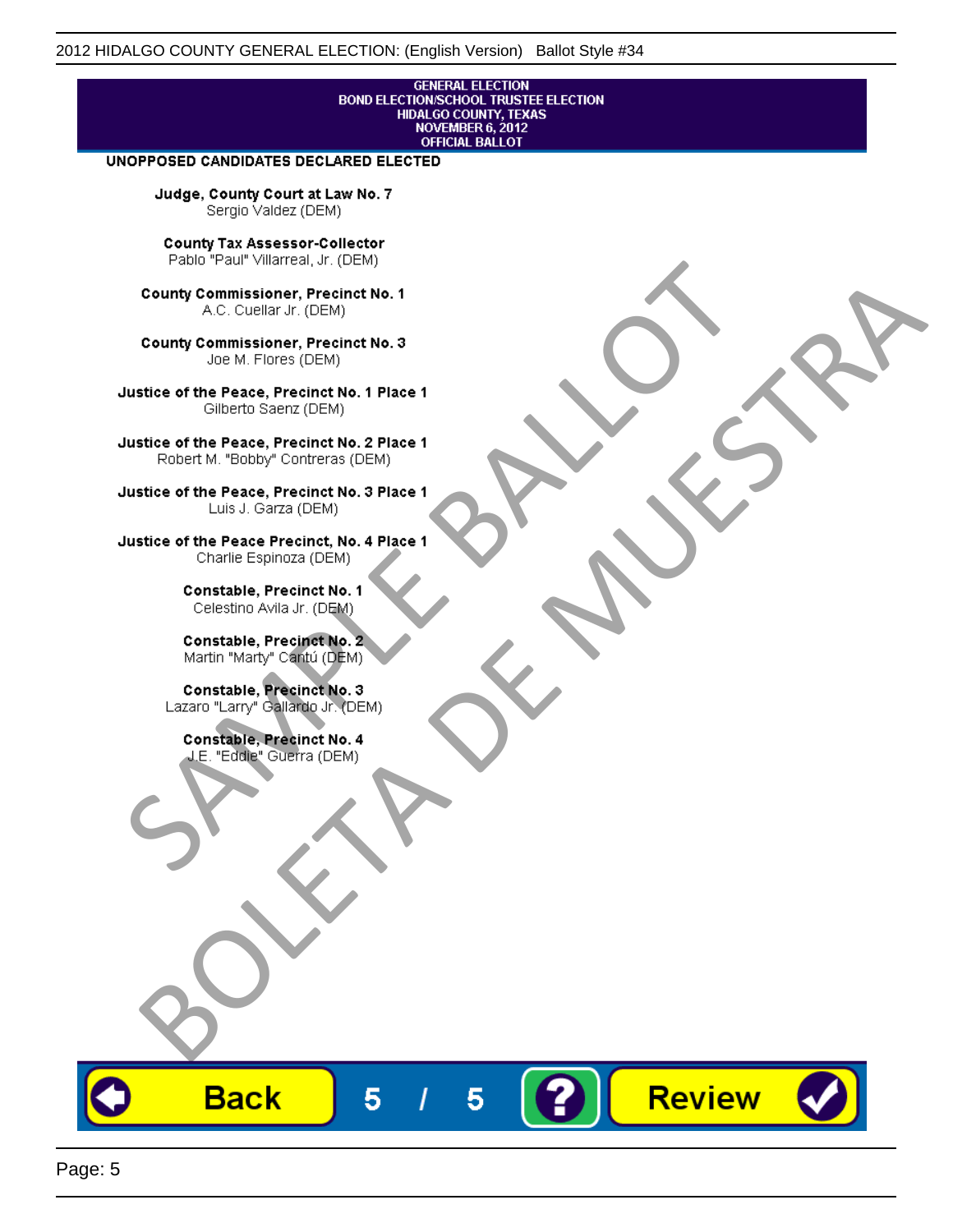2012 HIDALGO COUNTY GENERAL ELECTION: (English Version) Ballot Style #34

GENERAL ELECTION
BOND ELECTION/SCHOOL TRUSTEE ELECTION
HIDALGO COUNTY, TEXAS
NOVEMBER 6, 2012
OFFICIAL BALLOT

**UNOPPOSED CANDIDATES DECLARED ELECTED**

**Judge, County Court at Law No. 7**
Sergio Valdez (DEM)

**County Tax Assessor-Collector**
Pablo "Paul" Villarreal, Jr. (DEM)

**County Commissioner, Precinct No. 1**
A.C. Cuellar Jr. (DEM)

**County Commissioner, Precinct No. 3**
Joe M. Flores (DEM)

**Justice of the Peace, Precinct No. 1 Place 1**
Gilberto Saenz (DEM)

**Justice of the Peace, Precinct No. 2 Place 1**
Robert M. "Bobby" Contreras (DEM)

**Justice of the Peace, Precinct No. 3 Place 1**
Luis J. Garza (DEM)

**Justice of the Peace Precinct, No. 4 Place 1**
Charlie Espinoza (DEM)

**Constable, Precinct No. 1**
Celestino Avila Jr. (DEM)

**Constable, Precinct No. 2**
Martin "Marty" Cantú (DEM)

**Constable, Precinct No. 3**
Lazaro "Larry" Gallardo Jr. (DEM)

**Constable, Precinct No. 4**
J.E. "Eddie" Guerra (DEM)

SAMPLE BALLOT
BOLETA DE MUESTRA

Back | 5 / 5 | ? | Review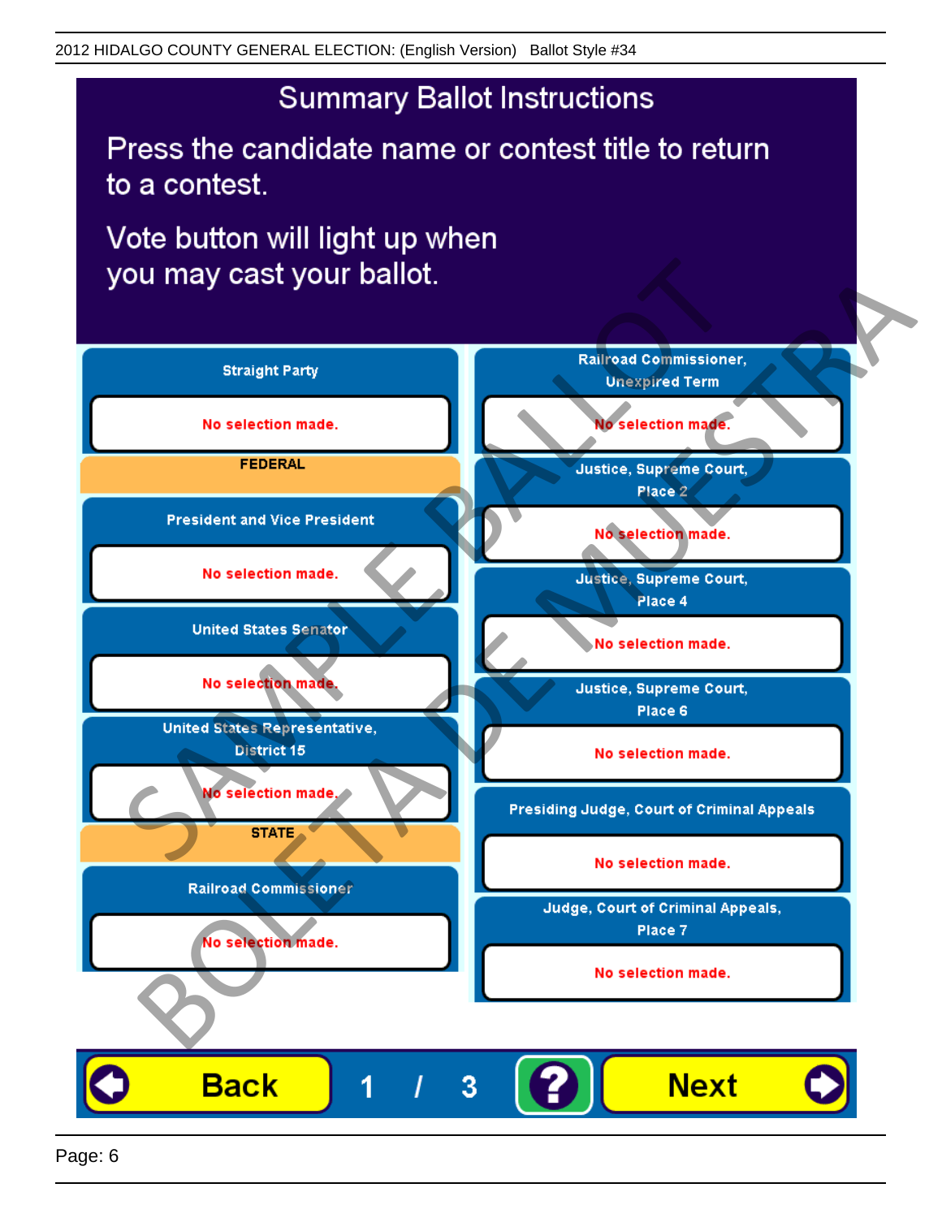# Summary Ballot Instructions

Press the candidate name or contest title to return to a contest.

Vote button will light up when you may cast your ballot.

**Straight Party**

No selection made.

**FEDERAL**

**President and Vice President**

No selection made.

**United States Senator**

No selection made.

**United States Representative, District 15**

No selection made.

**STATE**

**Railroad Commissioner**

No selection made.

**Railroad Commissioner, Unexpired Term**

No selection made.

**Justice, Supreme Court, Place 2**

No selection made.

**Justice, Supreme Court, Place 4**

No selection made.

**Justice, Supreme Court, Place 6**

No selection made.

**Presiding Judge, Court of Criminal Appeals**

No selection made.

**Judge, Court of Criminal Appeals, Place 7**

No selection made.

Back 1 / 3 ? Next

SAMPLE BALLOT BOLETA DE MUESTRA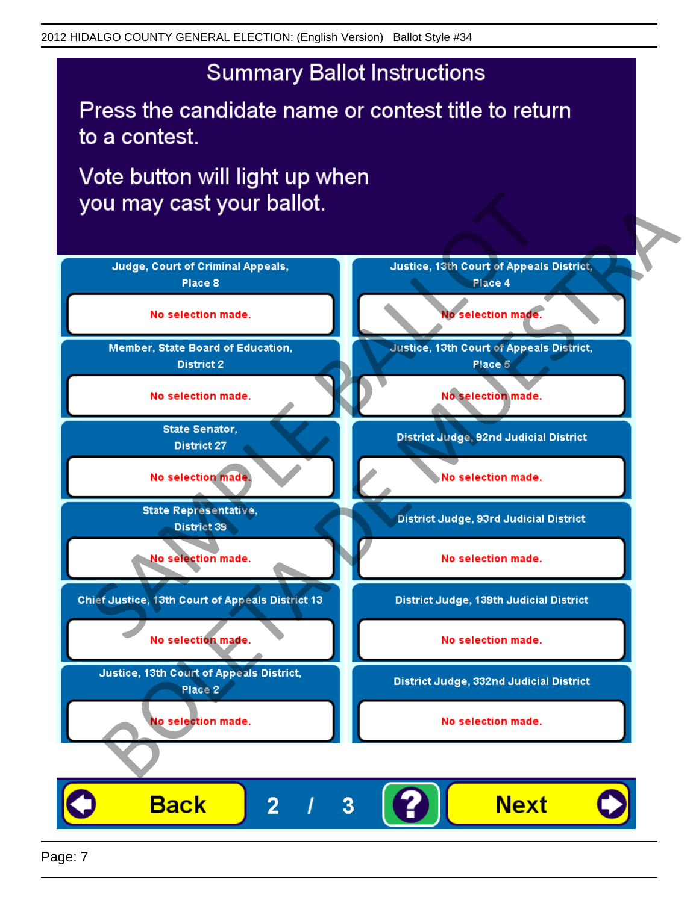# Summary Ballot Instructions

Press the candidate name or contest title to return to a contest.

Vote button will light up when you may cast your ballot.

| Contest | Selection |
|---|---|
| Judge, Court of Criminal Appeals, Place 8 | No selection made. |
| Member, State Board of Education, District 2 | No selection made. |
| State Senator, District 27 | No selection made. |
| State Representative, District 39 | No selection made. |
| Chief Justice, 13th Court of Appeals District 13 | No selection made. |
| Justice, 13th Court of Appeals District, Place 2 | No selection made. |
| Justice, 13th Court of Appeals District, Place 4 | No selection made. |
| Justice, 13th Court of Appeals District, Place 5 | No selection made. |
| District Judge, 92nd Judicial District | No selection made. |
| District Judge, 93rd Judicial District | No selection made. |
| District Judge, 139th Judicial District | No selection made. |
| District Judge, 332nd Judicial District | No selection made. |

Back 2 / 3 ? Next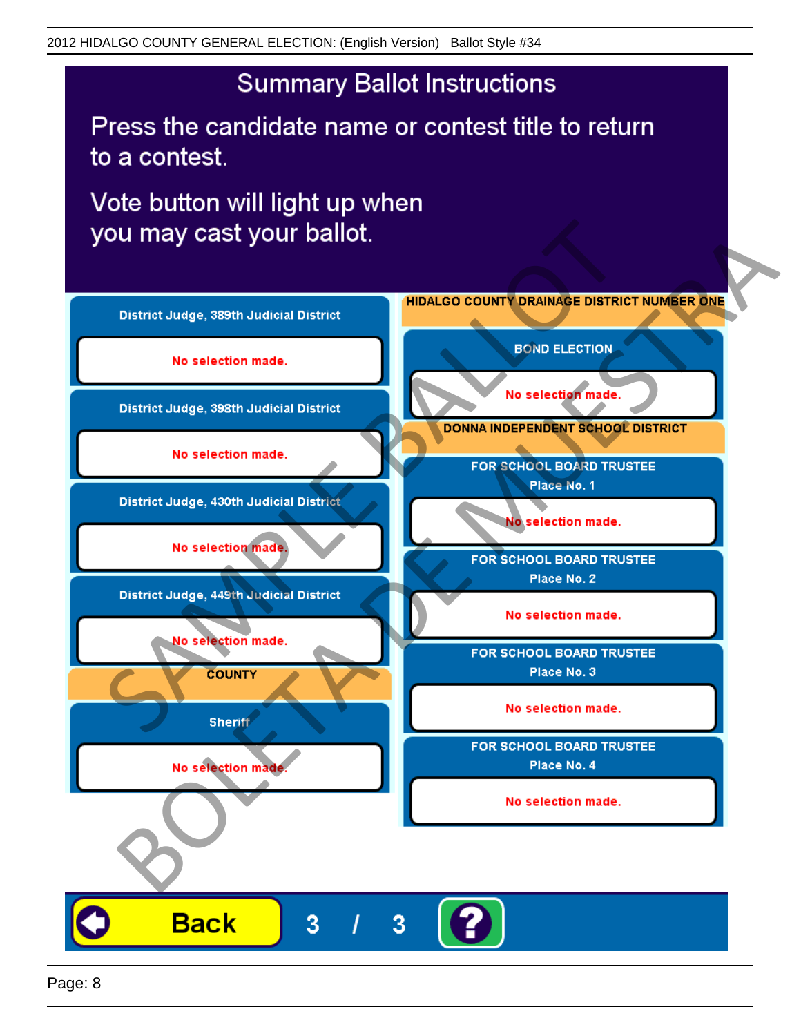2012 HIDALGO COUNTY GENERAL ELECTION: (English Version) Ballot Style #34

# Summary Ballot Instructions

Press the candidate name or contest title to return to a contest.

Vote button will light up when you may cast your ballot.

**District Judge, 389th Judicial District**

No selection made.

**District Judge, 398th Judicial District**

No selection made.

**District Judge, 430th Judicial District**

No selection made.

**District Judge, 449th Judicial District**

No selection made.

**COUNTY**

**Sheriff**

No selection made.

**HIDALGO COUNTY DRAINAGE DISTRICT NUMBER ONE**

**BOND ELECTION**

No selection made.

**DONNA INDEPENDENT SCHOOL DISTRICT**

**FOR SCHOOL BOARD TRUSTEE Place No. 1**

No selection made.

**FOR SCHOOL BOARD TRUSTEE Place No. 2**

No selection made.

**FOR SCHOOL BOARD TRUSTEE Place No. 3**

No selection made.

**FOR SCHOOL BOARD TRUSTEE Place No. 4**

No selection made.

Back 3 / 3 ?

SAMPLE BALLOT

BOLETA DE MUESTRA